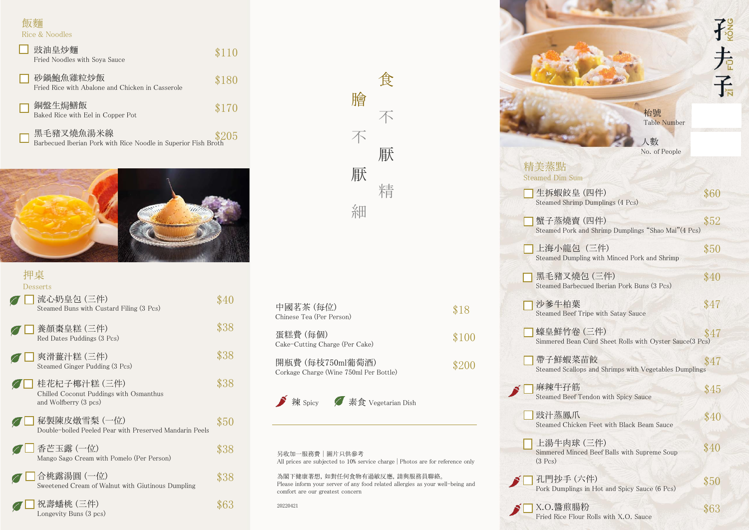# 孔夫子 ZI FU KONG

枱號 Table Number

人數 No. of People

## 精美蒸點 Steamed Dim Sum

| Item | Price |
| --- | --- |
| 生拆蝦餃皇 (四件) Steamed Shrimp Dumplings (4 Pcs) | $60 |
| 蟹子蒸燒賣 (四件) Steamed Pork and Shrimp Dumplings "Shao Mai"(4 Pcs) | $52 |
| 上海小龍包 (三件) Steamed Dumpling with Minced Pork and Shrimp | $50 |
| 黑毛豬叉燒包 (三件) Steamed Barbecued Iberian Pork Buns (3 Pcs) | $40 |
| 沙爹牛柏葉 Steamed Beef Tripe with Satay Sauce | $47 |
| 蠔皇鮮竹卷 (三件) Simmered Bean Curd Sheet Rolls with Oyster Sauce(3 Pcs) | $47 |
| 帶子鮮蝦菜苗餃 Steamed Scallops and Shrimps with Vegetables Dumplings | $47 |
| 麻辣牛孖筋 (辣 Spicy) Steamed Beef Tendon with Spicy Sauce | $45 |
| 豉汁蒸鳳爪 Steamed Chicken Feet with Black Beam Sauce | $40 |
| 上湯牛肉球 (三件) Simmered Minced Beef Balls with Supreme Soup (3 Pcs) | $40 |
| 孔門抄手 (六件) (辣 Spicy) Pork Dumplings in Hot and Spicy Sauce (6 Pcs) | $50 |
| X.O.醬煎腸粉 (辣 Spicy) Fried Rice Flour Rolls with X.O. Sauce | $63 |

## 飯麵 Rice & Noodles

| Item | Price |
| --- | --- |
| 豉油皇炒麵 Fried Noodles with Soya Sauce | $110 |
| 砂鍋鮑魚雞粒炒飯 Fried Rice with Abalone and Chicken in Casserole | $180 |
| 銅盤生焗鱔飯 Baked Rice with Eel in Copper Pot | $170 |
| 黑毛豬叉燒魚湯米線 Barbecued Iberian Pork with Rice Noodle in Superior Fish Broth | $205 |

## 押桌 Desserts

| Item | Price |
| --- | --- |
| 流心奶皇包 (三件) (素食 Vegetarian) Steamed Buns with Custard Filing (3 Pcs) | $40 |
| 養顏棗皇糕 (三件) (素食 Vegetarian) Red Dates Puddings (3 Pcs) | $38 |
| 爽滑薑汁糕 (三件) (素食 Vegetarian) Steamed Ginger Pudding (3 Pcs) | $38 |
| 桂花杞子椰汁糕 (三件) (素食 Vegetarian) Chilled Coconut Puddings with Osmanthus and Wolfberry (3 pcs) | $38 |
| 秘製陳皮燉雪梨 (一位) (素食 Vegetarian) Double-boiled Peeled Pear with Preserved Mandarin Peels | $50 |
| 香芒玉露 (一位) (素食 Vegetarian) Mango Sago Cream with Pomelo (Per Person) | $38 |
| 合桃露湯圓 (一位) (素食 Vegetarian) Sweetened Cream of Walnut with Giutinous Dumpling | $38 |
| 祝壽蟠桃 (三件) (素食 Vegetarian) Longevity Buns (3 pcs) | $63 |

食不厭精

膾不厭細

| Item | Price |
| --- | --- |
| 中國茗茶 (每位) Chinese Tea (Per Person) | $18 |
| 蛋糕費 (每個) Cake-Cutting Charge (Per Cake) | $100 |
| 開瓶費 (每枝750ml葡萄酒) Corkage Charge (Wine 750ml Per Bottle) | $200 |

辣 Spicy　素食 Vegetarian Dish

另收加一服務費 | 圖片只供參考
All prices are subjected to 10% service charge | Photos are for reference only

為閣下健康著想，如對任何食物有過敏反應，請與服務員聯絡。
Please inform your server of any food related allergies as your well-being and comfort are our greatest concern

20220421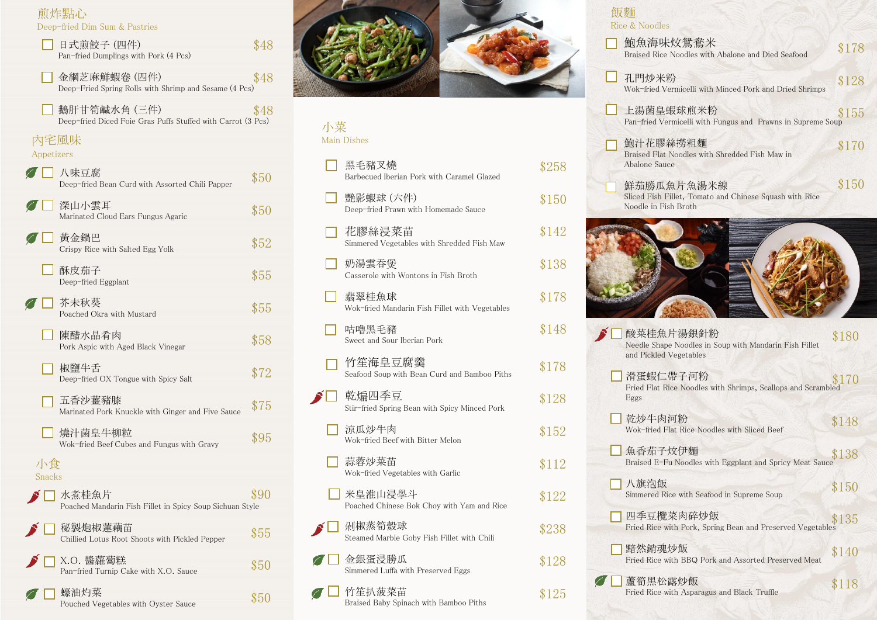## 煎炸點心
Deep-fried Dim Sum & Pastries

- ☐ 日式煎餃子 (四件) $48
  Pan-fried Dumplings with Pork (4 Pcs)
- ☐ 金綱芝麻鮮蝦卷 (四件) $48
  Deep-Fried Spring Rolls with Shrimp and Sesame (4 Pcs)
- ☐ 鵝肝甘筍鹹水角 (三件) $48
  Deep-fried Diced Foie Gras Puffs Stuffed with Carrot (3 Pcs)

## 內宅風味
Appetizers

- ☐ 八味豆腐 $50
  Deep-fried Bean Curd with Assorted Chili Papper
- ☐ 深山小雲耳 $50
  Marinated Cloud Ears Fungus Agaric
- ☐ 黃金鍋巴 $52
  Crispy Rice with Salted Egg Yolk
- ☐ 酥皮茄子 $55
  Deep-fried Eggplant
- ☐ 芥末秋葵 $55
  Poached Okra with Mustard
- ☐ 陳醋水晶肴肉 $58
  Pork Aspic with Aged Black Vinegar
- ☐ 椒鹽牛舌 $72
  Deep-fried OX Tongue with Spicy Salt
- ☐ 五香沙薑豬膝 $75
  Marinated Pork Knuckle with Ginger and Five Sauce
- ☐ 燒汁菌皇牛柳粒 $95
  Wok-fried Beef Cubes and Fungus with Gravy

## 小食
Snacks

- ☐ 水煮桂魚片 $90
  Poached Mandarin Fish Fillet in Spicy Soup Sichuan Style
- ☐ 秘製炮椒蓮藕苗 $55
  Chillied Lotus Root Shoots with Pickled Pepper
- ☐ X.O. 醬蘿蔔糕 $50
  Pan-fried Turnip Cake with X.O. Sauce
- ☐ 蠔油灼菜 $50
  Pouched Vegetables with Oyster Sauce

## 小菜
Main Dishes

- ☐ 黑毛豬叉燒 $258
  Barbecued Iberian Pork with Caramel Glazed
- ☐ 豔影蝦球 (六件) $150
  Deep-fried Prawn with Homemade Sauce
- ☐ 花膠絲浸菜苗 $142
  Simmered Vegetables with Shredded Fish Maw
- ☐ 奶湯雲吞煲 $138
  Casserole with Wontons in Fish Broth
- ☐ 翡翠桂魚球 $178
  Wok-fried Mandarin Fish Fillet with Vegetables
- ☐ 咕嚕黑毛豬 $148
  Sweet and Sour Iberian Pork
- ☐ 竹笙海皇豆腐羹 $178
  Seafood Soup with Bean Curd and Bamboo Piths
- ☐ 乾煸四季豆 $128
  Stir-fried Spring Bean with Spicy Minced Pork
- ☐ 涼瓜炒牛肉 $152
  Wok-fried Beef with Bitter Melon
- ☐ 蒜蓉炒菜苗 $112
  Wok-fried Vegetables with Garlic
- ☐ 米皇淮山浸學斗 $122
  Poached Chinese Bok Choy with Yam and Rice
- ☐ 剁椒蒸筍殼球 $238
  Steamed Marble Goby Fish Fillet with Chili
- ☐ 金銀蛋浸勝瓜 $128
  Simmered Luffa with Preserved Eggs
- ☐ 竹笙扒菠菜苗 $125
  Braised Baby Spinach with Bamboo Piths

## 飯麵
Rice & Noodles

- ☐ 鮑魚海味炆鴛鴦米 $178
  Braised Rice Noodles with Abalone and Died Seafood
- ☐ 孔門炒米粉 $128
  Wok-fried Vermicelli with Minced Pork and Dried Shrimps
- ☐ 上湯菌皇蝦球煎米粉 $155
  Pan-fried Vermicelli with Fungus and Prawns in Supreme Soup
- ☐ 鮑汁花膠絲撈粗麵 $170
  Braised Flat Noodles with Shredded Fish Maw in Abalone Sauce
- ☐ 鮮茄勝瓜魚片魚湯米線 $150
  Sliced Fish Fillet, Tomato and Chinese Squash with Rice Noodle in Fish Broth
- ☐ 酸菜桂魚片湯銀針粉 $180
  Needle Shape Noodles in Soup with Mandarin Fish Fillet and Pickled Vegetables
- ☐ 滑蛋蝦仁帶子河粉 $170
  Fried Flat Rice Noodles with Shrimps, Scallops and Scrambled Eggs
- ☐ 乾炒牛肉河粉 $148
  Wok-fried Flat Rice Noodles with Sliced Beef
- ☐ 魚香茄子炆伊麵 $138
  Braised E-Fu Noodles with Eggplant and Spicy Meat Sauce
- ☐ 八旗泡飯 $150
  Simmered Rice with Seafood in Supreme Soup
- ☐ 四季豆欖菜肉碎炒飯 $135
  Fried Rice with Pork, Spring Bean and Preserved Vegetables
- ☐ 黯然銷魂炒飯 $140
  Fried Rice with BBQ Pork and Assorted Preserved Meat
- ☐ 蘆筍黑松露炒飯 $118
  Fried Rice with Asparagus and Black Truffle